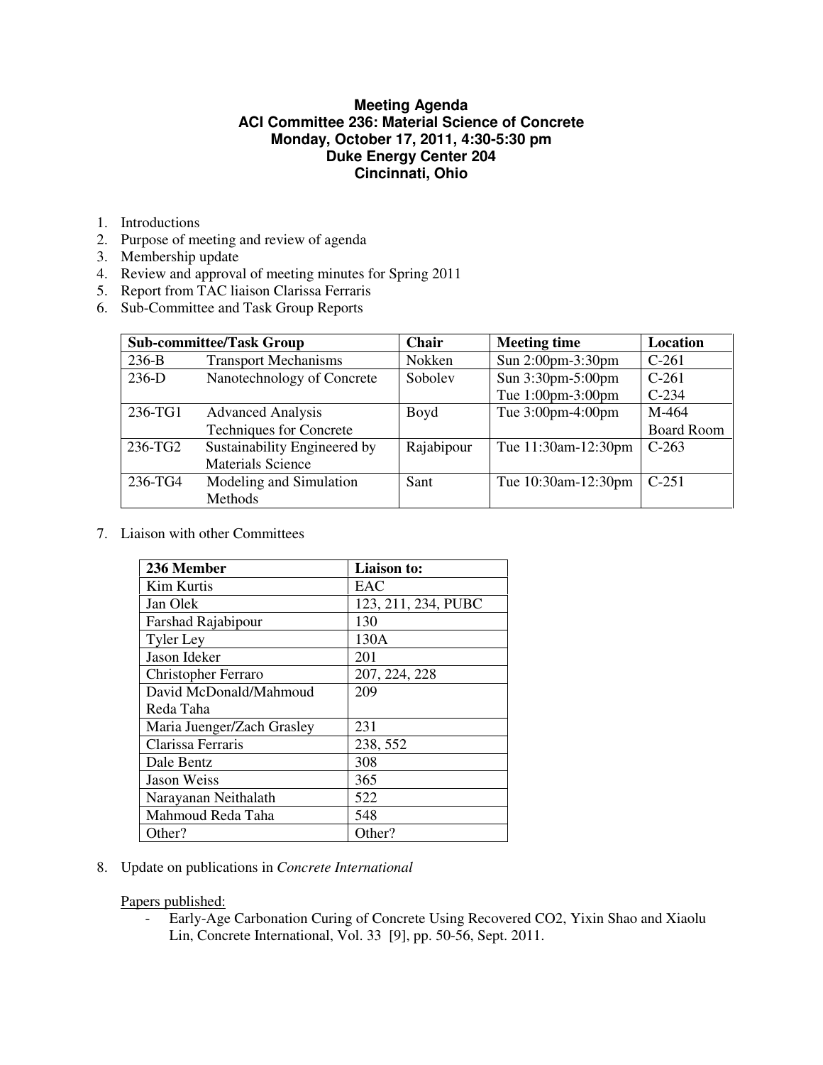**Meeting Agenda**
**ACI Committee 236: Material Science of Concrete**
**Monday, October 17, 2011, 4:30-5:30 pm**
**Duke Energy Center 204**
**Cincinnati, Ohio**

1. Introductions
2. Purpose of meeting and review of agenda
3. Membership update
4. Review and approval of meeting minutes for Spring 2011
5. Report from TAC liaison Clarissa Ferraris
6. Sub-Committee and Task Group Reports

| Sub-committee/Task Group | | Chair | Meeting time | Location |
|---|---|---|---|---|
| 236-B | Transport Mechanisms | Nokken | Sun 2:00pm-3:30pm | C-261 |
| 236-D | Nanotechnology of Concrete | Sobolev | Sun 3:30pm-5:00pm<br>Tue 1:00pm-3:00pm | C-261<br>C-234 |
| 236-TG1 | Advanced Analysis Techniques for Concrete | Boyd | Tue 3:00pm-4:00pm | M-464 Board Room |
| 236-TG2 | Sustainability Engineered by Materials Science | Rajabipour | Tue 11:30am-12:30pm | C-263 |
| 236-TG4 | Modeling and Simulation Methods | Sant | Tue 10:30am-12:30pm | C-251 |

7. Liaison with other Committees

| 236 Member | Liaison to: |
|---|---|
| Kim Kurtis | EAC |
| Jan Olek | 123, 211, 234, PUBC |
| Farshad Rajabipour | 130 |
| Tyler Ley | 130A |
| Jason Ideker | 201 |
| Christopher Ferraro | 207, 224, 228 |
| David McDonald/Mahmoud Reda Taha | 209 |
| Maria Juenger/Zach Grasley | 231 |
| Clarissa Ferraris | 238, 552 |
| Dale Bentz | 308 |
| Jason Weiss | 365 |
| Narayanan Neithalath | 522 |
| Mahmoud Reda Taha | 548 |
| Other? | Other? |

8. Update on publications in *Concrete International*

Papers published:

- Early-Age Carbonation Curing of Concrete Using Recovered CO2, Yixin Shao and Xiaolu Lin, Concrete International, Vol. 33 [9], pp. 50-56, Sept. 2011.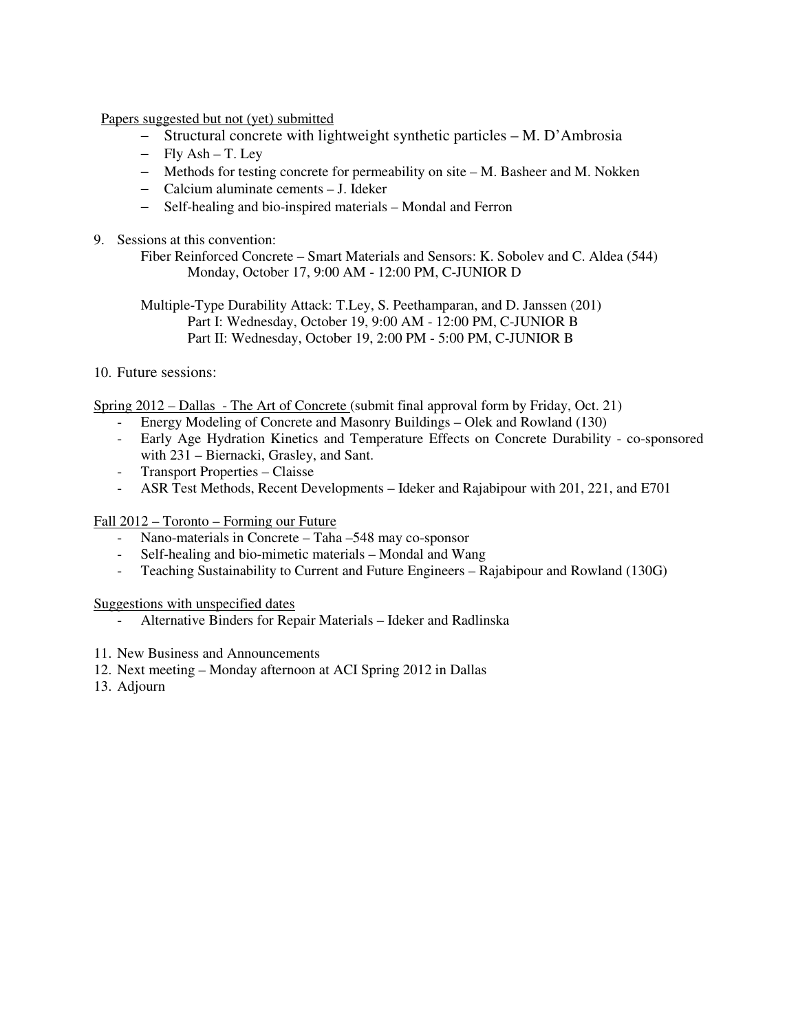Papers suggested but not (yet) submitted

- Structural concrete with lightweight synthetic particles – M. D'Ambrosia
- Fly Ash – T. Ley
- Methods for testing concrete for permeability on site – M. Basheer and M. Nokken
- Calcium aluminate cements – J. Ideker
- Self-healing and bio-inspired materials – Mondal and Ferron

9. Sessions at this convention:

   Fiber Reinforced Concrete – Smart Materials and Sensors: K. Sobolev and C. Aldea (544)
   Monday, October 17, 9:00 AM - 12:00 PM, C-JUNIOR D

   Multiple-Type Durability Attack: T.Ley, S. Peethamparan, and D. Janssen (201)
   Part I: Wednesday, October 19, 9:00 AM - 12:00 PM, C-JUNIOR B
   Part II: Wednesday, October 19, 2:00 PM - 5:00 PM, C-JUNIOR B

10. Future sessions:

Spring 2012 – Dallas - The Art of Concrete (submit final approval form by Friday, Oct. 21)

- Energy Modeling of Concrete and Masonry Buildings – Olek and Rowland (130)
- Early Age Hydration Kinetics and Temperature Effects on Concrete Durability - co-sponsored with 231 – Biernacki, Grasley, and Sant.
- Transport Properties – Claisse
- ASR Test Methods, Recent Developments – Ideker and Rajabipour with 201, 221, and E701

Fall 2012 – Toronto – Forming our Future

- Nano-materials in Concrete – Taha –548 may co-sponsor
- Self-healing and bio-mimetic materials – Mondal and Wang
- Teaching Sustainability to Current and Future Engineers – Rajabipour and Rowland (130G)

Suggestions with unspecified dates

- Alternative Binders for Repair Materials – Ideker and Radlinska

11. New Business and Announcements
12. Next meeting – Monday afternoon at ACI Spring 2012 in Dallas
13. Adjourn